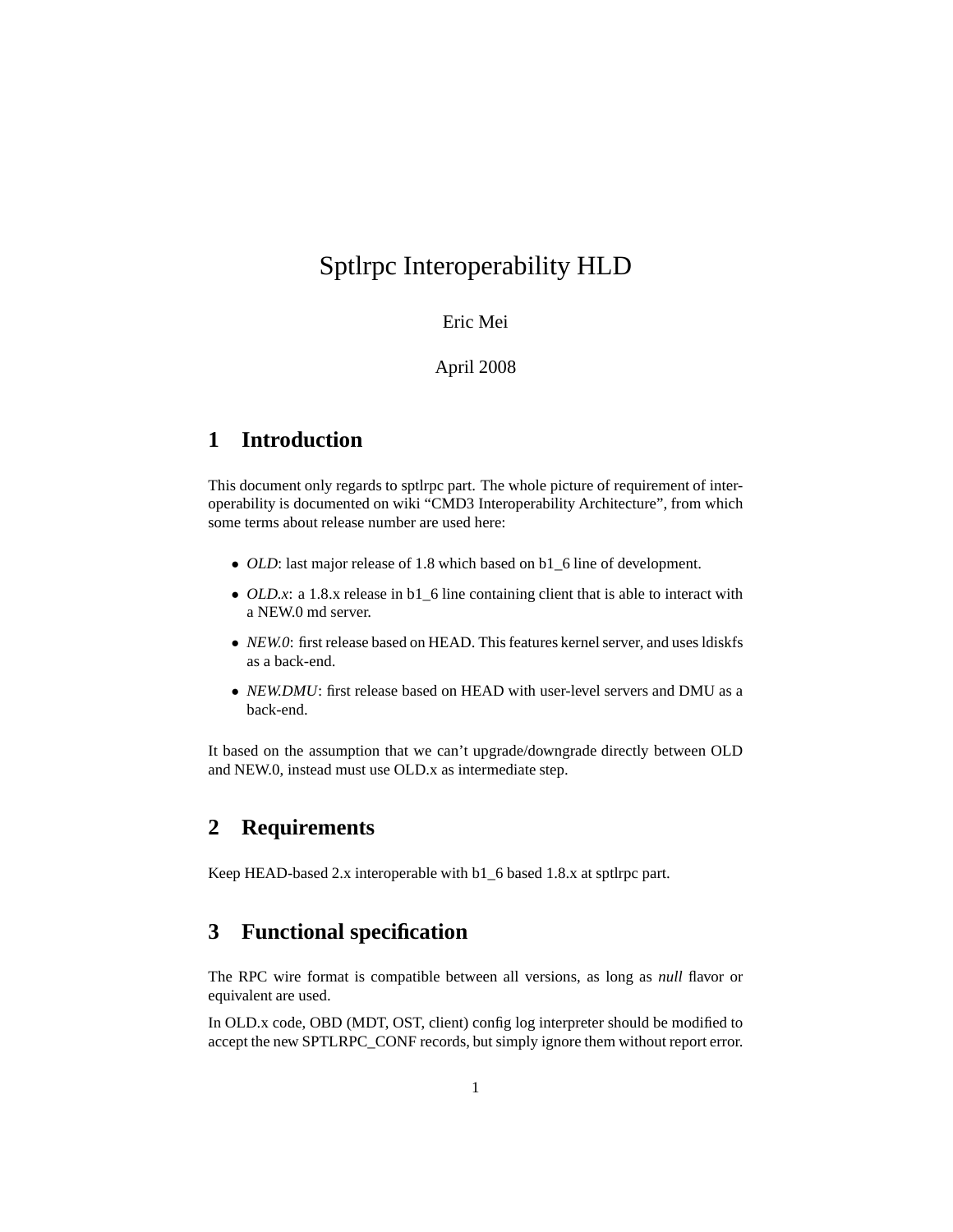# Sptlrpc Interoperability HLD

Eric Mei

April 2008

## 1 Introduction

This document only regards to sptlrpc part. The whole picture of requirement of interoperability is documented on wiki "CMD3 Interoperability Architecture", from which some terms about release number are used here:

- *OLD*: last major release of 1.8 which based on b1_6 line of development.
- *OLD.x*: a 1.8.x release in b1_6 line containing client that is able to interact with a NEW.0 md server.
- *NEW.0*: first release based on HEAD. This features kernel server, and uses ldiskfs as a back-end.
- *NEW.DMU*: first release based on HEAD with user-level servers and DMU as a back-end.

It based on the assumption that we can't upgrade/downgrade directly between OLD and NEW.0, instead must use OLD.x as intermediate step.

## 2 Requirements

Keep HEAD-based 2.x interoperable with b1_6 based 1.8.x at sptlrpc part.

## 3 Functional specification

The RPC wire format is compatible between all versions, as long as *null* flavor or equivalent are used.

In OLD.x code, OBD (MDT, OST, client) config log interpreter should be modified to accept the new SPTLRPC_CONF records, but simply ignore them without report error.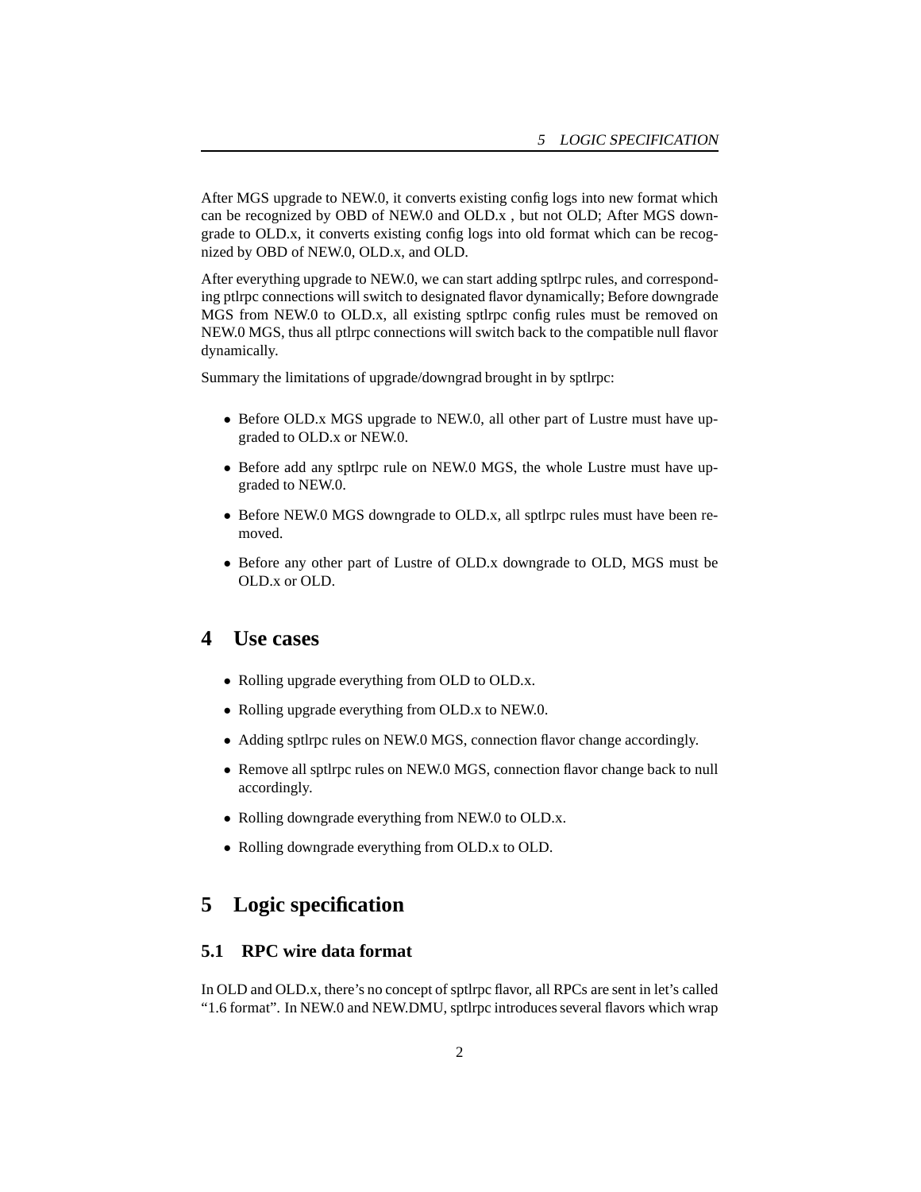After MGS upgrade to NEW.0, it converts existing config logs into new format which can be recognized by OBD of NEW.0 and OLD.x , but not OLD; After MGS downgrade to OLD.x, it converts existing config logs into old format which can be recognized by OBD of NEW.0, OLD.x, and OLD.

After everything upgrade to NEW.0, we can start adding sptlrpc rules, and corresponding ptlrpc connections will switch to designated flavor dynamically; Before downgrade MGS from NEW.0 to OLD.x, all existing sptlrpc config rules must be removed on NEW.0 MGS, thus all ptlrpc connections will switch back to the compatible null flavor dynamically.

Summary the limitations of upgrade/downgrad brought in by sptlrpc:

- Before OLD.x MGS upgrade to NEW.0, all other part of Lustre must have upgraded to OLD.x or NEW.0.
- Before add any sptlrpc rule on NEW.0 MGS, the whole Lustre must have upgraded to NEW.0.
- Before NEW.0 MGS downgrade to OLD.x, all sptlrpc rules must have been removed.
- Before any other part of Lustre of OLD.x downgrade to OLD, MGS must be OLD.x or OLD.

# 4 Use cases

- Rolling upgrade everything from OLD to OLD.x.
- Rolling upgrade everything from OLD.x to NEW.0.
- Adding sptlrpc rules on NEW.0 MGS, connection flavor change accordingly.
- Remove all sptlrpc rules on NEW.0 MGS, connection flavor change back to null accordingly.
- Rolling downgrade everything from NEW.0 to OLD.x.
- Rolling downgrade everything from OLD.x to OLD.

# 5 Logic specification

## 5.1 RPC wire data format

In OLD and OLD.x, there's no concept of sptlrpc flavor, all RPCs are sent in let's called "1.6 format". In NEW.0 and NEW.DMU, sptlrpc introduces several flavors which wrap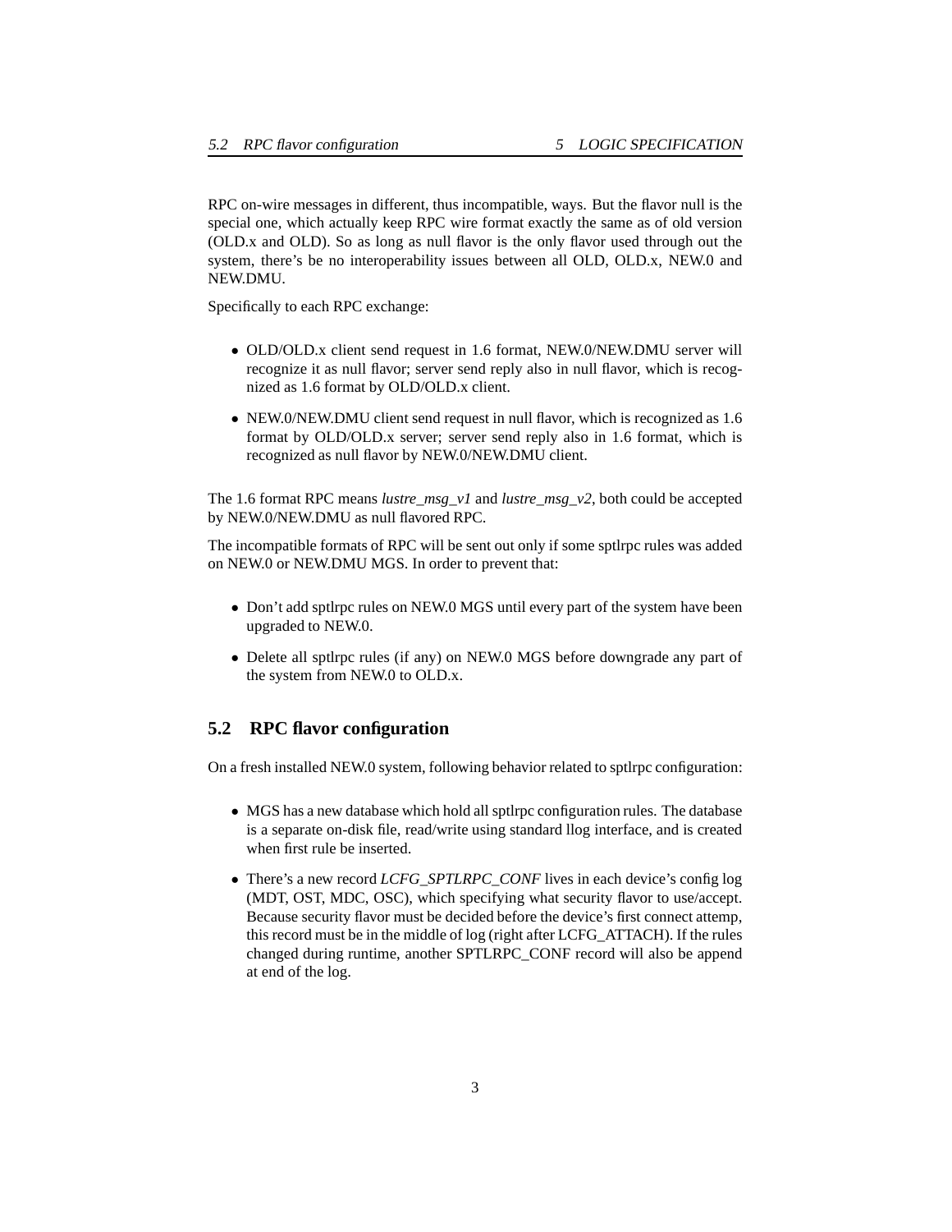RPC on-wire messages in different, thus incompatible, ways. But the flavor null is the special one, which actually keep RPC wire format exactly the same as of old version (OLD.x and OLD). So as long as null flavor is the only flavor used through out the system, there's be no interoperability issues between all OLD, OLD.x, NEW.0 and NEW.DMU.

Specifically to each RPC exchange:

- OLD/OLD.x client send request in 1.6 format, NEW.0/NEW.DMU server will recognize it as null flavor; server send reply also in null flavor, which is recognized as 1.6 format by OLD/OLD.x client.
- NEW.0/NEW.DMU client send request in null flavor, which is recognized as 1.6 format by OLD/OLD.x server; server send reply also in 1.6 format, which is recognized as null flavor by NEW.0/NEW.DMU client.

The 1.6 format RPC means *lustre_msg_v1* and *lustre_msg_v2*, both could be accepted by NEW.0/NEW.DMU as null flavored RPC.

The incompatible formats of RPC will be sent out only if some sptlrpc rules was added on NEW.0 or NEW.DMU MGS. In order to prevent that:

- Don't add sptlrpc rules on NEW.0 MGS until every part of the system have been upgraded to NEW.0.
- Delete all sptlrpc rules (if any) on NEW.0 MGS before downgrade any part of the system from NEW.0 to OLD.x.

## 5.2 RPC flavor configuration

On a fresh installed NEW.0 system, following behavior related to sptlrpc configuration:

- MGS has a new database which hold all sptlrpc configuration rules. The database is a separate on-disk file, read/write using standard llog interface, and is created when first rule be inserted.
- There's a new record *LCFG_SPTLRPC_CONF* lives in each device's config log (MDT, OST, MDC, OSC), which specifying what security flavor to use/accept. Because security flavor must be decided before the device's first connect attemp, this record must be in the middle of log (right after LCFG_ATTACH). If the rules changed during runtime, another SPTLRPC_CONF record will also be append at end of the log.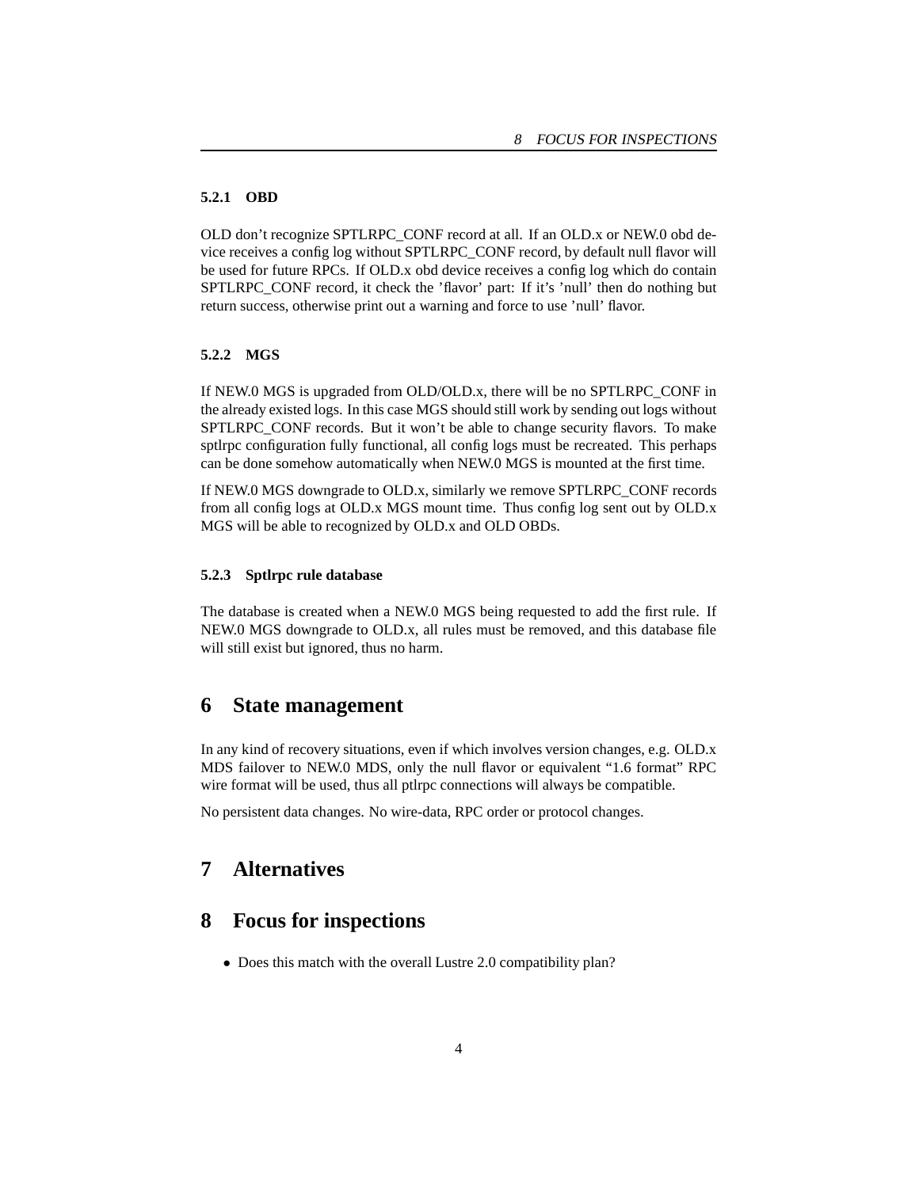#### 5.2.1 OBD

OLD don't recognize SPTLRPC_CONF record at all. If an OLD.x or NEW.0 obd device receives a config log without SPTLRPC_CONF record, by default null flavor will be used for future RPCs. If OLD.x obd device receives a config log which do contain SPTLRPC_CONF record, it check the 'flavor' part: If it's 'null' then do nothing but return success, otherwise print out a warning and force to use 'null' flavor.

#### 5.2.2 MGS

If NEW.0 MGS is upgraded from OLD/OLD.x, there will be no SPTLRPC_CONF in the already existed logs. In this case MGS should still work by sending out logs without SPTLRPC_CONF records. But it won't be able to change security flavors. To make sptlrpc configuration fully functional, all config logs must be recreated. This perhaps can be done somehow automatically when NEW.0 MGS is mounted at the first time.

If NEW.0 MGS downgrade to OLD.x, similarly we remove SPTLRPC_CONF records from all config logs at OLD.x MGS mount time. Thus config log sent out by OLD.x MGS will be able to recognized by OLD.x and OLD OBDs.

#### 5.2.3 Sptlrpc rule database

The database is created when a NEW.0 MGS being requested to add the first rule. If NEW.0 MGS downgrade to OLD.x, all rules must be removed, and this database file will still exist but ignored, thus no harm.

## 6 State management

In any kind of recovery situations, even if which involves version changes, e.g. OLD.x MDS failover to NEW.0 MDS, only the null flavor or equivalent "1.6 format" RPC wire format will be used, thus all ptlrpc connections will always be compatible.

No persistent data changes. No wire-data, RPC order or protocol changes.

## 7 Alternatives

## 8 Focus for inspections

- Does this match with the overall Lustre 2.0 compatibility plan?